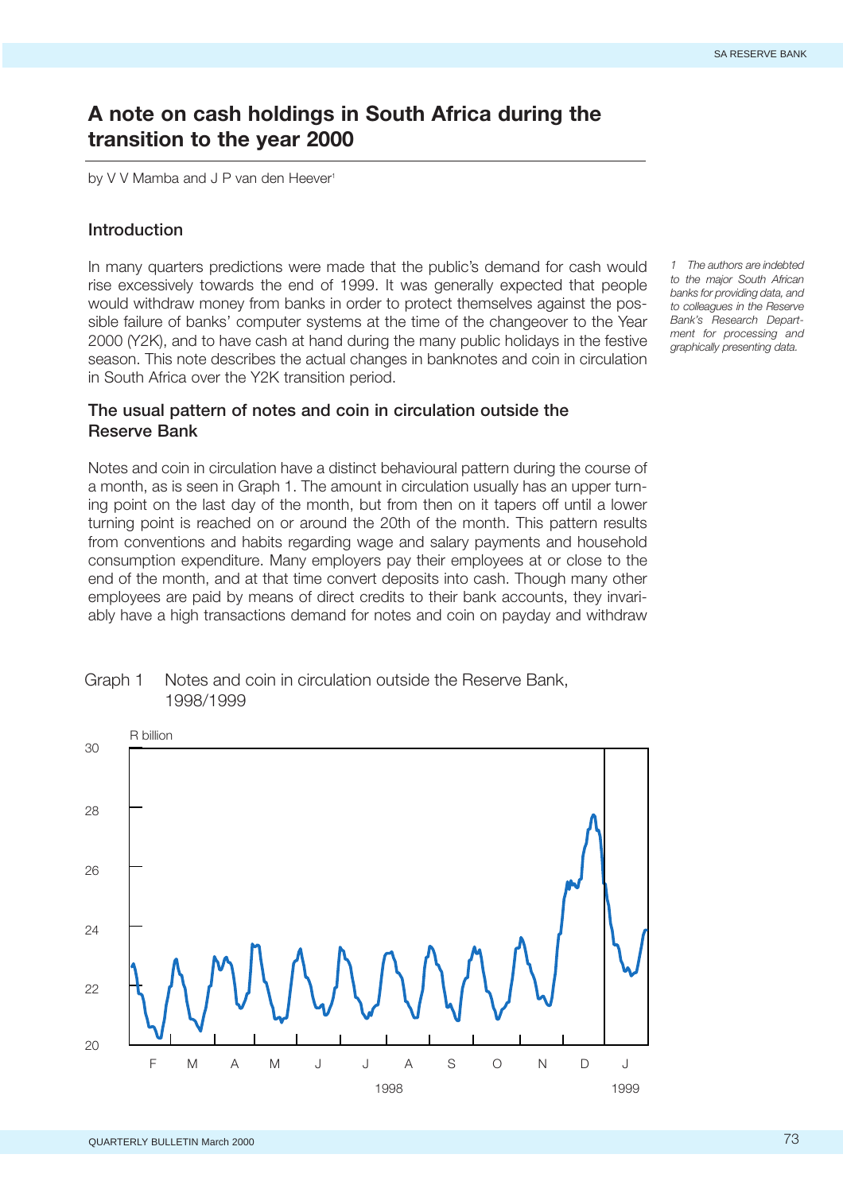# A note on cash holdings in South Africa during the transition to the year 2000

by V V Mamba and J P van den Heever[1]

## Introduction

In many quarters predictions were made that the public's demand for cash would rise excessively towards the end of 1999. It was generally expected that people would withdraw money from banks in order to protect themselves against the possible failure of banks' computer systems at the time of the changeover to the Year 2000 (Y2K), and to have cash at hand during the many public holidays in the festive season. This note describes the actual changes in banknotes and coin in circulation in South Africa over the Y2K transition period.

*1 The authors are indebted to the major South African banks for providing data, and to colleagues in the Reserve Bank's Research Department for processing and graphically presenting data.*

## The usual pattern of notes and coin in circulation outside the Reserve Bank

Notes and coin in circulation have a distinct behavioural pattern during the course of a month, as is seen in Graph 1. The amount in circulation usually has an upper turning point on the last day of the month, but from then on it tapers off until a lower turning point is reached on or around the 20th of the month. This pattern results from conventions and habits regarding wage and salary payments and household consumption expenditure. Many employers pay their employees at or close to the end of the month, and at that time convert deposits into cash. Though many other employees are paid by means of direct credits to their bank accounts, they invariably have a high transactions demand for notes and coin on payday and withdraw

Graph 1 Notes and coin in circulation outside the Reserve Bank, 1998/1999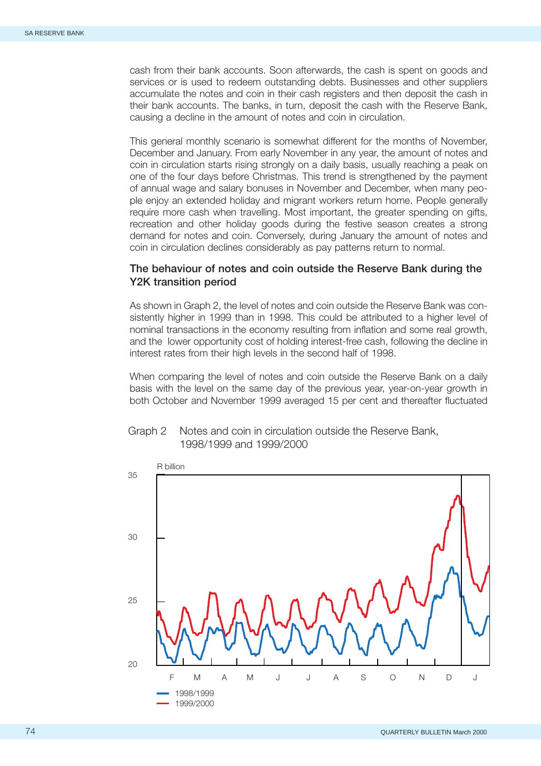cash from their bank accounts. Soon afterwards, the cash is spent on goods and services or is used to redeem outstanding debts. Businesses and other suppliers accumulate the notes and coin in their cash registers and then deposit the cash in their bank accounts. The banks, in turn, deposit the cash with the Reserve Bank, causing a decline in the amount of notes and coin in circulation.

This general monthly scenario is somewhat different for the months of November, December and January. From early November in any year, the amount of notes and coin in circulation starts rising strongly on a daily basis, usually reaching a peak on one of the four days before Christmas. This trend is strengthened by the payment of annual wage and salary bonuses in November and December, when many people enjoy an extended holiday and migrant workers return home. People generally require more cash when travelling. Most important, the greater spending on gifts, recreation and other holiday goods during the festive season creates a strong demand for notes and coin. Conversely, during January the amount of notes and coin in circulation declines considerably as pay patterns return to normal.

### The behaviour of notes and coin outside the Reserve Bank during the Y2K transition period

As shown in Graph 2, the level of notes and coin outside the Reserve Bank was consistently higher in 1999 than in 1998. This could be attributed to a higher level of nominal transactions in the economy resulting from inflation and some real growth, and the lower opportunity cost of holding interest-free cash, following the decline in interest rates from their high levels in the second half of 1998.

When comparing the level of notes and coin outside the Reserve Bank on a daily basis with the level on the same day of the previous year, year-on-year growth in both October and November 1999 averaged 15 per cent and thereafter fluctuated

Graph 2 Notes and coin in circulation outside the Reserve Bank, 1998/1999 and 1999/2000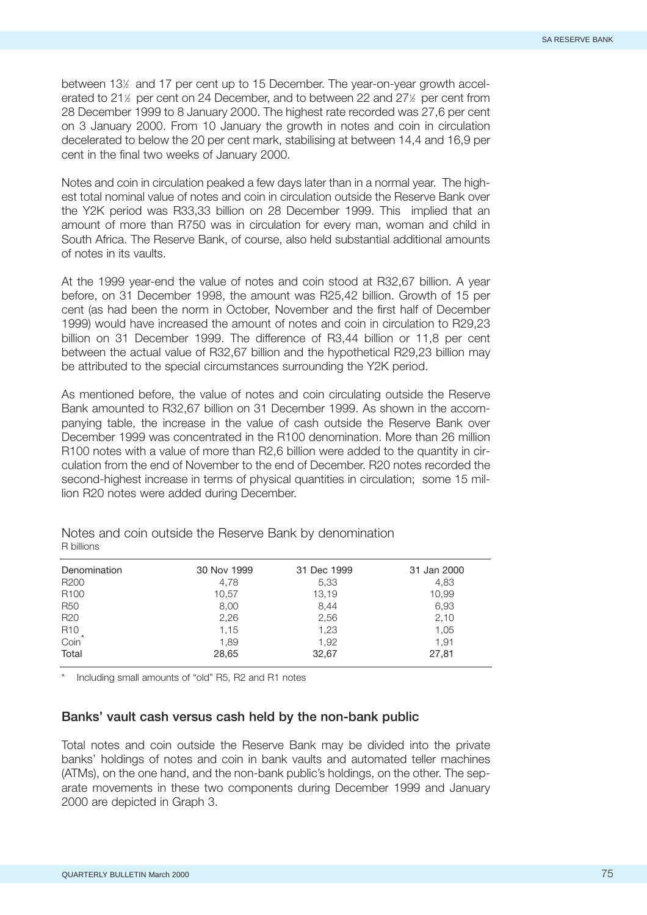between 13½ and 17 per cent up to 15 December. The year-on-year growth accelerated to 21½ per cent on 24 December, and to between 22 and 27½ per cent from 28 December 1999 to 8 January 2000. The highest rate recorded was 27,6 per cent on 3 January 2000. From 10 January the growth in notes and coin in circulation decelerated to below the 20 per cent mark, stabilising at between 14,4 and 16,9 per cent in the final two weeks of January 2000.

Notes and coin in circulation peaked a few days later than in a normal year. The highest total nominal value of notes and coin in circulation outside the Reserve Bank over the Y2K period was R33,33 billion on 28 December 1999. This implied that an amount of more than R750 was in circulation for every man, woman and child in South Africa. The Reserve Bank, of course, also held substantial additional amounts of notes in its vaults.

At the 1999 year-end the value of notes and coin stood at R32,67 billion. A year before, on 31 December 1998, the amount was R25,42 billion. Growth of 15 per cent (as had been the norm in October, November and the first half of December 1999) would have increased the amount of notes and coin in circulation to R29,23 billion on 31 December 1999. The difference of R3,44 billion or 11,8 per cent between the actual value of R32,67 billion and the hypothetical R29,23 billion may be attributed to the special circumstances surrounding the Y2K period.

As mentioned before, the value of notes and coin circulating outside the Reserve Bank amounted to R32,67 billion on 31 December 1999. As shown in the accompanying table, the increase in the value of cash outside the Reserve Bank over December 1999 was concentrated in the R100 denomination. More than 26 million R100 notes with a value of more than R2,6 billion were added to the quantity in circulation from the end of November to the end of December. R20 notes recorded the second-highest increase in terms of physical quantities in circulation; some 15 million R20 notes were added during December.

Notes and coin outside the Reserve Bank by denomination
R billions

| Denomination | 30 Nov 1999 | 31 Dec 1999 | 31 Jan 2000 |
|---|---|---|---|
| R200 | 4,78 | 5,33 | 4,83 |
| R100 | 10,57 | 13,19 | 10,99 |
| R50 | 8,00 | 8,44 | 6,93 |
| R20 | 2,26 | 2,56 | 2,10 |
| R10 | 1,15 | 1,23 | 1,05 |
| Coin* | 1,89 | 1,92 | 1,91 |
| Total | 28,65 | 32,67 | 27,81 |

\* Including small amounts of "old" R5, R2 and R1 notes

## Banks' vault cash versus cash held by the non-bank public

Total notes and coin outside the Reserve Bank may be divided into the private banks' holdings of notes and coin in bank vaults and automated teller machines (ATMs), on the one hand, and the non-bank public's holdings, on the other. The separate movements in these two components during December 1999 and January 2000 are depicted in Graph 3.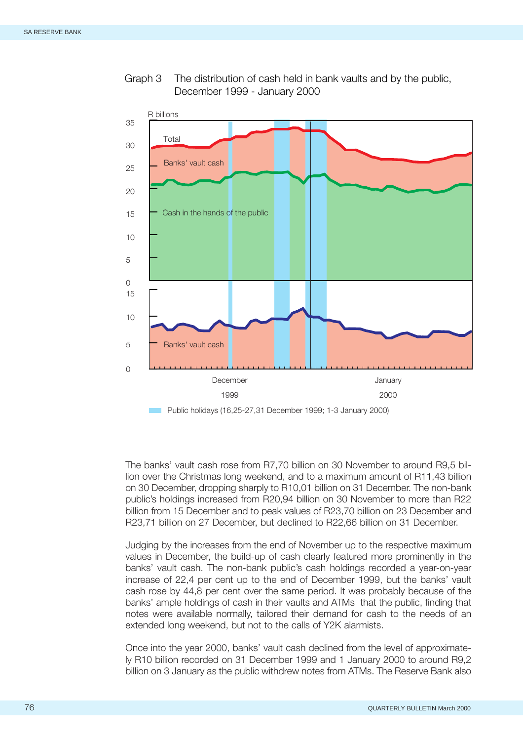Graph 3 The distribution of cash held in bank vaults and by the public, December 1999 - January 2000

Public holidays (16,25-27,31 December 1999; 1-3 January 2000)

The banks' vault cash rose from R7,70 billion on 30 November to around R9,5 billion over the Christmas long weekend, and to a maximum amount of R11,43 billion on 30 December, dropping sharply to R10,01 billion on 31 December. The non-bank public's holdings increased from R20,94 billion on 30 November to more than R22 billion from 15 December and to peak values of R23,70 billion on 23 December and R23,71 billion on 27 December, but declined to R22,66 billion on 31 December.

Judging by the increases from the end of November up to the respective maximum values in December, the build-up of cash clearly featured more prominently in the banks' vault cash. The non-bank public's cash holdings recorded a year-on-year increase of 22,4 per cent up to the end of December 1999, but the banks' vault cash rose by 44,8 per cent over the same period. It was probably because of the banks' ample holdings of cash in their vaults and ATMs that the public, finding that notes were available normally, tailored their demand for cash to the needs of an extended long weekend, but not to the calls of Y2K alarmists.

Once into the year 2000, banks' vault cash declined from the level of approximately R10 billion recorded on 31 December 1999 and 1 January 2000 to around R9,2 billion on 3 January as the public withdrew notes from ATMs. The Reserve Bank also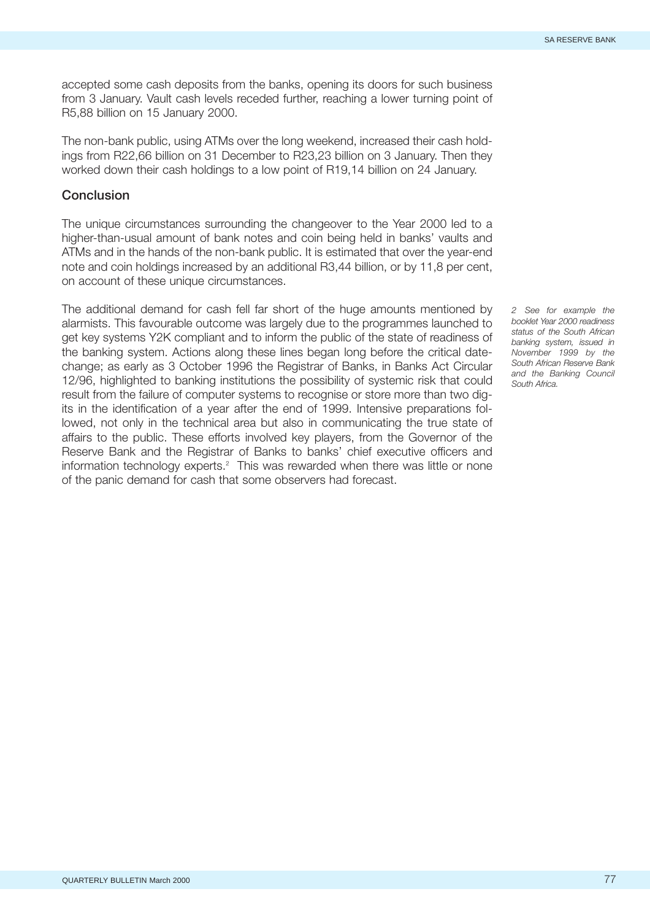accepted some cash deposits from the banks, opening its doors for such business from 3 January. Vault cash levels receded further, reaching a lower turning point of R5,88 billion on 15 January 2000.

The non-bank public, using ATMs over the long weekend, increased their cash holdings from R22,66 billion on 31 December to R23,23 billion on 3 January. Then they worked down their cash holdings to a low point of R19,14 billion on 24 January.

## Conclusion

The unique circumstances surrounding the changeover to the Year 2000 led to a higher-than-usual amount of bank notes and coin being held in banks' vaults and ATMs and in the hands of the non-bank public. It is estimated that over the year-end note and coin holdings increased by an additional R3,44 billion, or by 11,8 per cent, on account of these unique circumstances.

The additional demand for cash fell far short of the huge amounts mentioned by alarmists. This favourable outcome was largely due to the programmes launched to get key systems Y2K compliant and to inform the public of the state of readiness of the banking system. Actions along these lines began long before the critical date-change; as early as 3 October 1996 the Registrar of Banks, in Banks Act Circular 12/96, highlighted to banking institutions the possibility of systemic risk that could result from the failure of computer systems to recognise or store more than two digits in the identification of a year after the end of 1999. Intensive preparations followed, not only in the technical area but also in communicating the true state of affairs to the public. These efforts involved key players, from the Governor of the Reserve Bank and the Registrar of Banks to banks' chief executive officers and information technology experts.[2] This was rewarded when there was little or none of the panic demand for cash that some observers had forecast.

*2 See for example the booklet Year 2000 readiness status of the South African banking system, issued in November 1999 by the South African Reserve Bank and the Banking Council South Africa.*